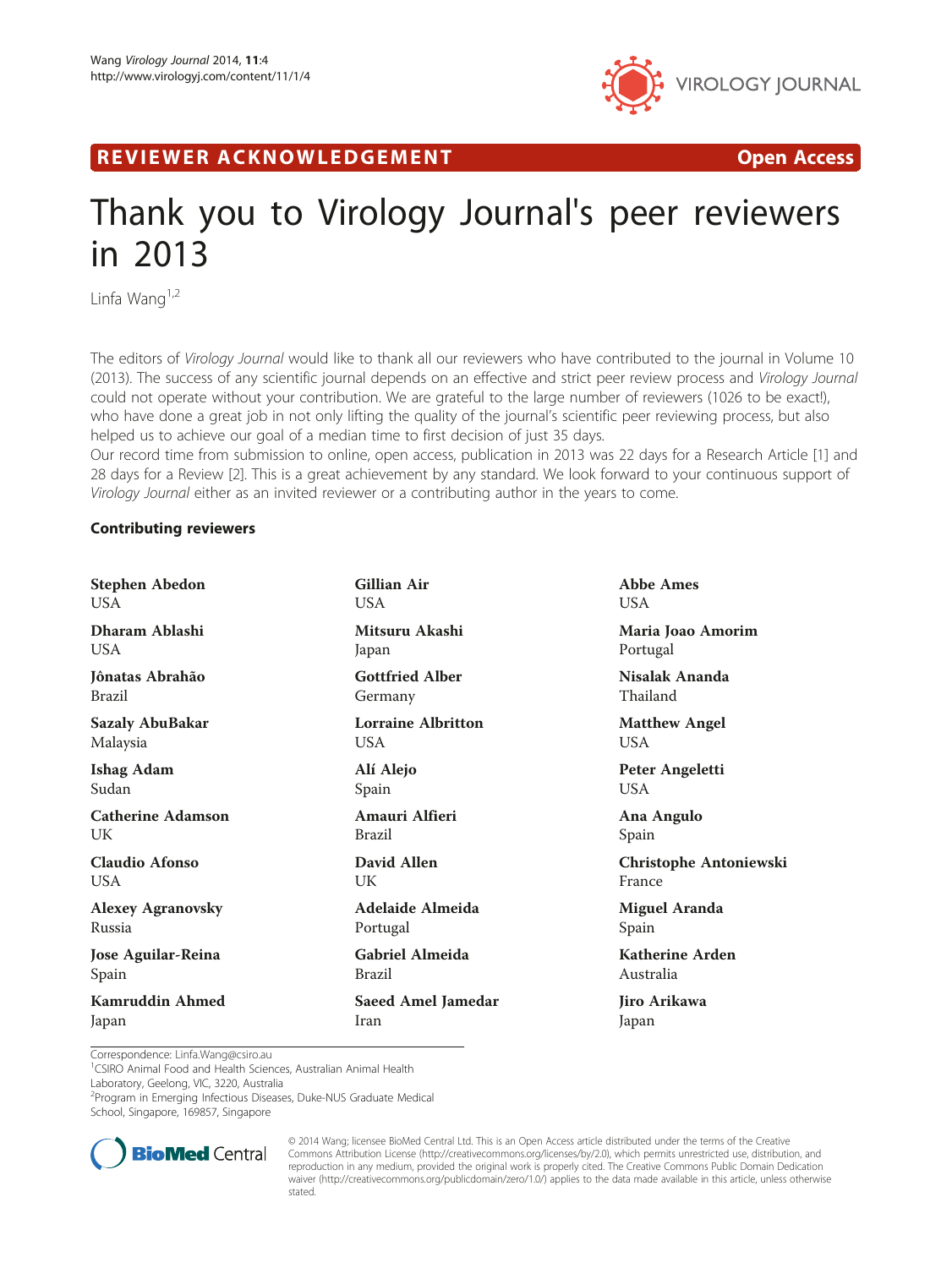REVIEWER ACKNOWLEDGEMENT

Open Access

# Thank you to Virology Journal's peer reviewers in 2013

Linfa Wang[1,2]

The editors of *Virology Journal* would like to thank all our reviewers who have contributed to the journal in Volume 10 (2013). The success of any scientific journal depends on an effective and strict peer review process and *Virology Journal* could not operate without your contribution. We are grateful to the large number of reviewers (1026 to be exact!), who have done a great job in not only lifting the quality of the journal's scientific peer reviewing process, but also helped us to achieve our goal of a median time to first decision of just 35 days.

Our record time from submission to online, open access, publication in 2013 was 22 days for a Research Article [1] and 28 days for a Review [2]. This is a great achievement by any standard. We look forward to your continuous support of *Virology Journal* either as an invited reviewer or a contributing author in the years to come.

## Contributing reviewers

**Stephen Abedon**
USA

**Dharam Ablashi**
USA

**Jônatas Abrahão**
Brazil

**Sazaly AbuBakar**
Malaysia

**Ishag Adam**
Sudan

**Catherine Adamson**
UK

**Claudio Afonso**
USA

**Alexey Agranovsky**
Russia

**Jose Aguilar-Reina**
Spain

**Kamruddin Ahmed**
Japan

**Gillian Air**
USA

**Mitsuru Akashi**
Japan

**Gottfried Alber**
Germany

**Lorraine Albritton**
USA

**Alí Alejo**
Spain

**Amauri Alfieri**
Brazil

**David Allen**
UK

**Adelaide Almeida**
Portugal

**Gabriel Almeida**
Brazil

**Saeed Amel Jamedar**
Iran

**Abbe Ames**
USA

**Maria Joao Amorim**
Portugal

**Nisalak Ananda**
Thailand

**Matthew Angel**
USA

**Peter Angeletti**
USA

**Ana Angulo**
Spain

**Christophe Antoniewski**
France

**Miguel Aranda**
Spain

**Katherine Arden**
Australia

**Jiro Arikawa**
Japan

Correspondence: Linfa.Wang@csiro.au
[1]CSIRO Animal Food and Health Sciences, Australian Animal Health Laboratory, Geelong, VIC, 3220, Australia
[2]Program in Emerging Infectious Diseases, Duke-NUS Graduate Medical School, Singapore, 169857, Singapore

© 2014 Wang; licensee BioMed Central Ltd. This is an Open Access article distributed under the terms of the Creative Commons Attribution License (http://creativecommons.org/licenses/by/2.0), which permits unrestricted use, distribution, and reproduction in any medium, provided the original work is properly cited. The Creative Commons Public Domain Dedication waiver (http://creativecommons.org/publicdomain/zero/1.0/) applies to the data made available in this article, unless otherwise stated.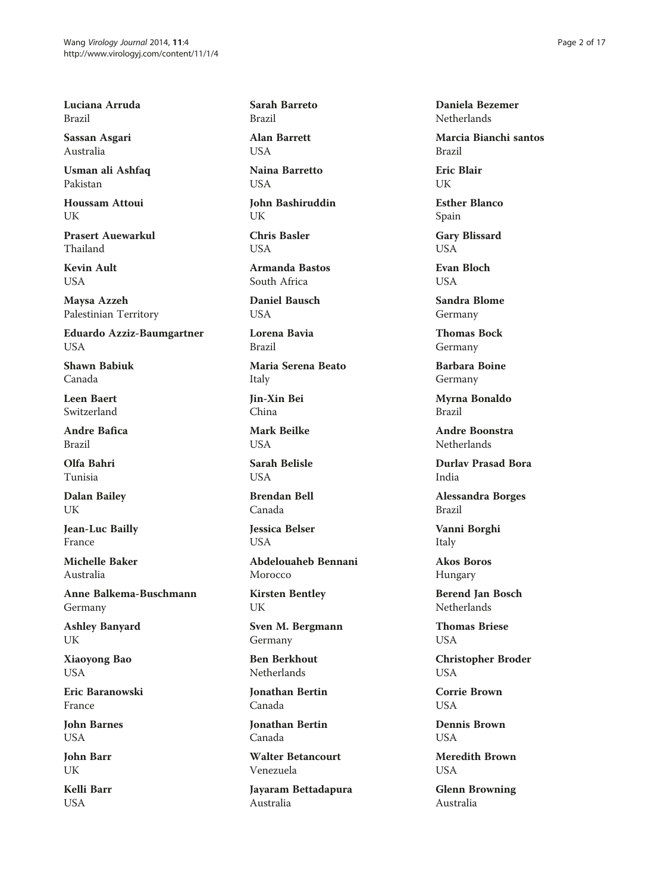**Luciana Arruda**
Brazil

**Sassan Asgari**
Australia

**Usman ali Ashfaq**
Pakistan

**Houssam Attoui**
UK

**Prasert Auewarakul**
Thailand

**Kevin Ault**
USA

**Maysa Azzeh**
Palestinian Territory

**Eduardo Azziz-Baumgartner**
USA

**Shawn Babiuk**
Canada

**Leen Baert**
Switzerland

**Andre Bafica**
Brazil

**Olfa Bahri**
Tunisia

**Dalan Bailey**
UK

**Jean-Luc Bailly**
France

**Michelle Baker**
Australia

**Anne Balkema-Buschmann**
Germany

**Ashley Banyard**
UK

**Xiaoyong Bao**
USA

**Eric Baranowski**
France

**John Barnes**
USA

**John Barr**
UK

**Kelli Barr**
USA

**Sarah Barreto**
Brazil

**Alan Barrett**
USA

**Naina Barretto**
USA

**John Bashiruddin**
UK

**Chris Basler**
USA

**Armanda Bastos**
South Africa

**Daniel Bausch**
USA

**Lorena Bavia**
Brazil

**Maria Serena Beato**
Italy

**Jin-Xin Bei**
China

**Mark Beilke**
USA

**Sarah Belisle**
USA

**Brendan Bell**
Canada

**Jessica Belser**
USA

**Abdelouaheb Bennani**
Morocco

**Kirsten Bentley**
UK

**Sven M. Bergmann**
Germany

**Ben Berkhout**
Netherlands

**Jonathan Bertin**
Canada

**Jonathan Bertin**
Canada

**Walter Betancourt**
Venezuela

**Jayaram Bettadapura**
Australia

**Daniela Bezemer**
Netherlands

**Marcia Bianchi santos**
Brazil

**Eric Blair**
UK

**Esther Blanco**
Spain

**Gary Blissard**
USA

**Evan Bloch**
USA

**Sandra Blome**
Germany

**Thomas Bock**
Germany

**Barbara Boine**
Germany

**Myrna Bonaldo**
Brazil

**Andre Boonstra**
Netherlands

**Durlav Prasad Bora**
India

**Alessandra Borges**
Brazil

**Vanni Borghi**
Italy

**Akos Boros**
Hungary

**Berend Jan Bosch**
Netherlands

**Thomas Briese**
USA

**Christopher Broder**
USA

**Corrie Brown**
USA

**Dennis Brown**
USA

**Meredith Brown**
USA

**Glenn Browning**
Australia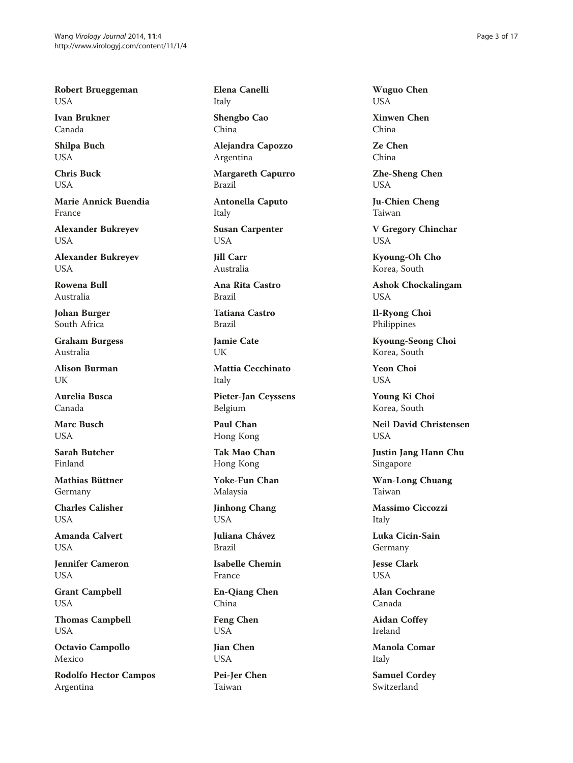**Robert Brueggeman**
USA

**Ivan Brukner**
Canada

**Shilpa Buch**
USA

**Chris Buck**
USA

**Marie Annick Buendia**
France

**Alexander Bukreyev**
USA

**Alexander Bukreyev**
USA

**Rowena Bull**
Australia

**Johan Burger**
South Africa

**Graham Burgess**
Australia

**Alison Burman**
UK

**Aurelia Busca**
Canada

**Marc Busch**
USA

**Sarah Butcher**
Finland

**Mathias Büttner**
Germany

**Charles Calisher**
USA

**Amanda Calvert**
USA

**Jennifer Cameron**
USA

**Grant Campbell**
USA

**Thomas Campbell**
USA

**Octavio Campollo**
Mexico

**Rodolfo Hector Campos**
Argentina

**Elena Canelli**
Italy

**Shengbo Cao**
China

**Alejandra Capozzo**
Argentina

**Margareth Capurro**
Brazil

**Antonella Caputo**
Italy

**Susan Carpenter**
USA

**Jill Carr**
Australia

**Ana Rita Castro**
Brazil

**Tatiana Castro**
Brazil

**Jamie Cate**
UK

**Mattia Cecchinato**
Italy

**Pieter-Jan Ceyssens**
Belgium

**Paul Chan**
Hong Kong

**Tak Mao Chan**
Hong Kong

**Yoke-Fun Chan**
Malaysia

**Jinhong Chang**
USA

**Juliana Chávez**
Brazil

**Isabelle Chemin**
France

**En-Qiang Chen**
China

**Feng Chen**
USA

**Jian Chen**
USA

**Pei-Jer Chen**
Taiwan

**Wuguo Chen**
USA

**Xinwen Chen**
China

**Ze Chen**
China

**Zhe-Sheng Chen**
USA

**Ju-Chien Cheng**
Taiwan

**V Gregory Chinchar**
USA

**Kyoung-Oh Cho**
Korea, South

**Ashok Chockalingam**
USA

**Il-Ryong Choi**
Philippines

**Kyoung-Seong Choi**
Korea, South

**Yeon Choi**
USA

**Young Ki Choi**
Korea, South

**Neil David Christensen**
USA

**Justin Jang Hann Chu**
Singapore

**Wan-Long Chuang**
Taiwan

**Massimo Ciccozzi**
Italy

**Luka Cicin-Sain**
Germany

**Jesse Clark**
USA

**Alan Cochrane**
Canada

**Aidan Coffey**
Ireland

**Manola Comar**
Italy

**Samuel Cordey**
Switzerland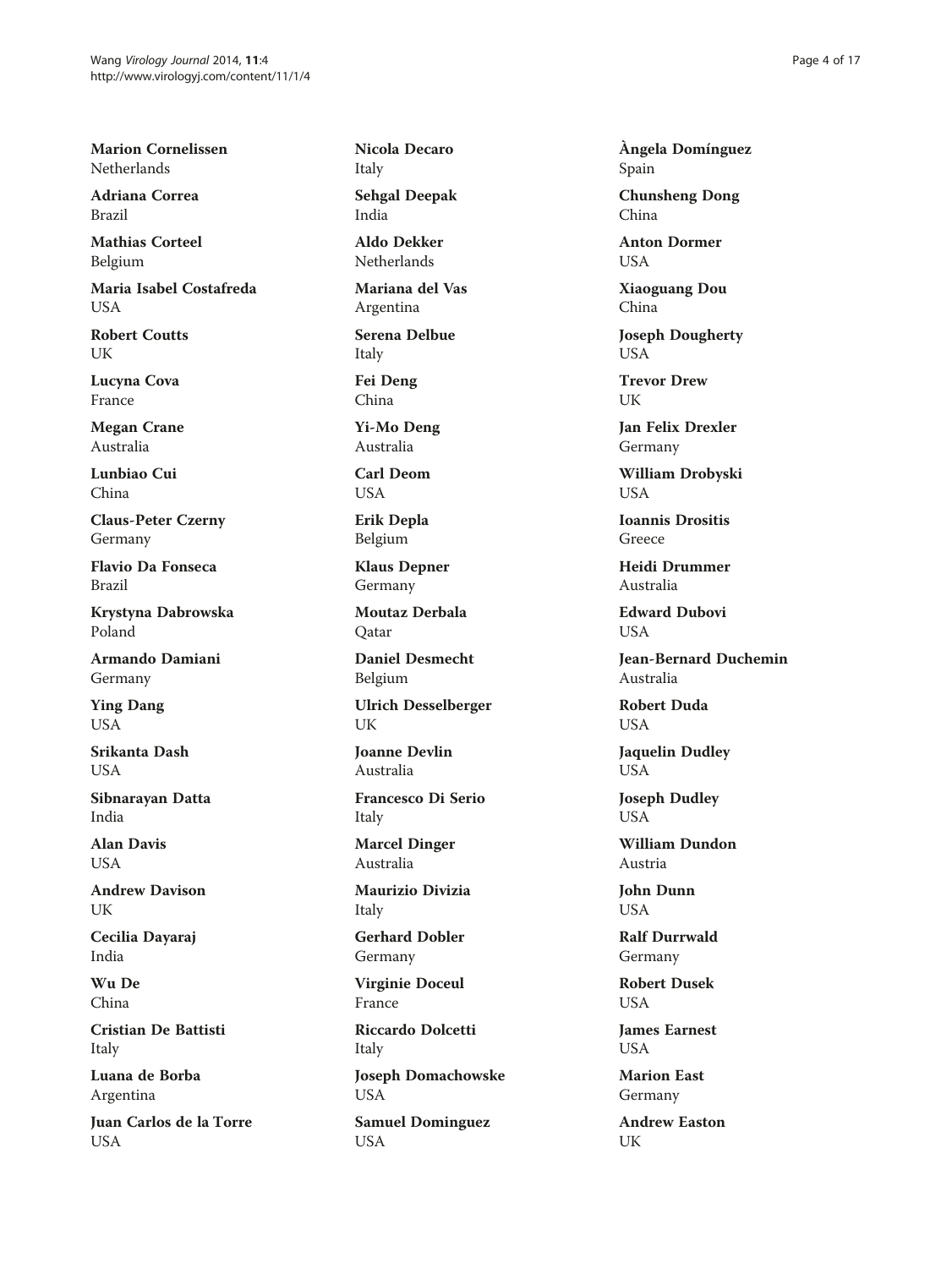**Marion Cornelissen**
Netherlands

**Adriana Correa**
Brazil

**Mathias Corteel**
Belgium

**Maria Isabel Costafreda**
USA

**Robert Coutts**
UK

**Lucyna Cova**
France

**Megan Crane**
Australia

**Lunbiao Cui**
China

**Claus-Peter Czerny**
Germany

**Flavio Da Fonseca**
Brazil

**Krystyna Dabrowska**
Poland

**Armando Damiani**
Germany

**Ying Dang**
USA

**Srikanta Dash**
USA

**Sibnarayan Datta**
India

**Alan Davis**
USA

**Andrew Davison**
UK

**Cecilia Dayaraj**
India

**Wu De**
China

**Cristian De Battisti**
Italy

**Luana de Borba**
Argentina

**Juan Carlos de la Torre**
USA

**Nicola Decaro**
Italy

**Sehgal Deepak**
India

**Aldo Dekker**
Netherlands

**Mariana del Vas**
Argentina

**Serena Delbue**
Italy

**Fei Deng**
China

**Yi-Mo Deng**
Australia

**Carl Deom**
USA

**Erik Depla**
Belgium

**Klaus Depner**
Germany

**Moutaz Derbala**
Qatar

**Daniel Desmecht**
Belgium

**Ulrich Desselberger**
UK

**Joanne Devlin**
Australia

**Francesco Di Serio**
Italy

**Marcel Dinger**
Australia

**Maurizio Divizia**
Italy

**Gerhard Dobler**
Germany

**Virginie Doceul**
France

**Riccardo Dolcetti**
Italy

**Joseph Domachowske**
USA

**Samuel Dominguez**
USA

**Àngela Domínguez**
Spain

**Chunsheng Dong**
China

**Anton Dormer**
USA

**Xiaoguang Dou**
China

**Joseph Dougherty**
USA

**Trevor Drew**
UK

**Jan Felix Drexler**
Germany

**William Drobyski**
USA

**Ioannis Drositis**
Greece

**Heidi Drummer**
Australia

**Edward Dubovi**
USA

**Jean-Bernard Duchemin**
Australia

**Robert Duda**
USA

**Jaquelin Dudley**
USA

**Joseph Dudley**
USA

**William Dundon**
Austria

**John Dunn**
USA

**Ralf Durrwald**
Germany

**Robert Dusek**
USA

**James Earnest**
USA

**Marion East**
Germany

**Andrew Easton**
UK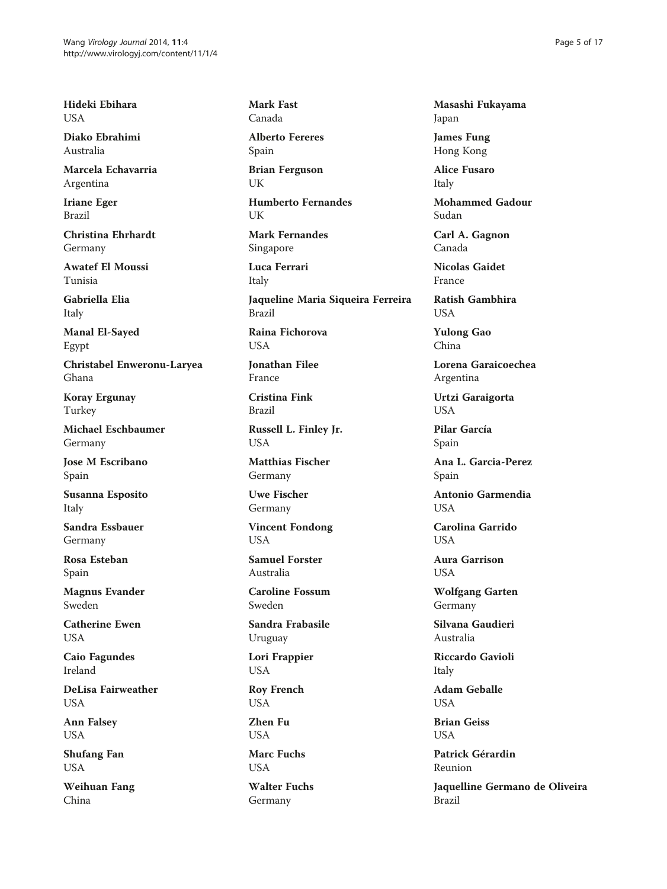**Hideki Ebihara**
USA

**Diako Ebrahimi**
Australia

**Marcela Echavarria**
Argentina

**Iriane Eger**
Brazil

**Christina Ehrhardt**
Germany

**Awatef El Moussi**
Tunisia

**Gabriella Elia**
Italy

**Manal El-Sayed**
Egypt

**Christabel Enweronu-Laryea**
Ghana

**Koray Ergunay**
Turkey

**Michael Eschbaumer**
Germany

**Jose M Escribano**
Spain

**Susanna Esposito**
Italy

**Sandra Essbauer**
Germany

**Rosa Esteban**
Spain

**Magnus Evander**
Sweden

**Catherine Ewen**
USA

**Caio Fagundes**
Ireland

**DeLisa Fairweather**
USA

**Ann Falsey**
USA

**Shufang Fan**
USA

**Weihuan Fang**
China

**Mark Fast**
Canada

**Alberto Fereres**
Spain

**Brian Ferguson**
UK

**Humberto Fernandes**
UK

**Mark Fernandes**
Singapore

**Luca Ferrari**
Italy

**Jaqueline Maria Siqueira Ferreira**
Brazil

**Raina Fichorova**
USA

**Jonathan Filee**
France

**Cristina Fink**
Brazil

**Russell L. Finley Jr.**
USA

**Matthias Fischer**
Germany

**Uwe Fischer**
Germany

**Vincent Fondong**
USA

**Samuel Forster**
Australia

**Caroline Fossum**
Sweden

**Sandra Frabasile**
Uruguay

**Lori Frappier**
USA

**Roy French**
USA

**Zhen Fu**
USA

**Marc Fuchs**
USA

**Walter Fuchs**
Germany

**Masashi Fukayama**
Japan

**James Fung**
Hong Kong

**Alice Fusaro**
Italy

**Mohammed Gadour**
Sudan

**Carl A. Gagnon**
Canada

**Nicolas Gaidet**
France

**Ratish Gambhira**
USA

**Yulong Gao**
China

**Lorena Garaicoechea**
Argentina

**Urtzi Garaigorta**
USA

**Pilar García**
Spain

**Ana L. Garcia-Perez**
Spain

**Antonio Garmendia**
USA

**Carolina Garrido**
USA

**Aura Garrison**
USA

**Wolfgang Garten**
Germany

**Silvana Gaudieri**
Australia

**Riccardo Gavioli**
Italy

**Adam Geballe**
USA

**Brian Geiss**
USA

**Patrick Gérardin**
Reunion

**Jaquelline Germano de Oliveira**
Brazil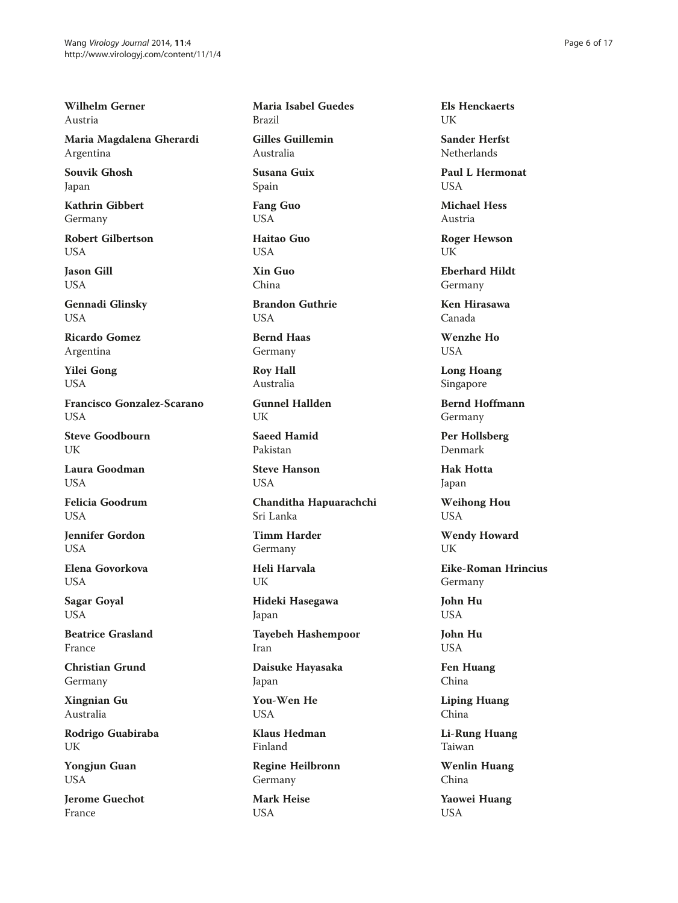**Wilhelm Gerner**
Austria

**Maria Magdalena Gherardi**
Argentina

**Souvik Ghosh**
Japan

**Kathrin Gibbert**
Germany

**Robert Gilbertson**
USA

**Jason Gill**
USA

**Gennadi Glinsky**
USA

**Ricardo Gomez**
Argentina

**Yilei Gong**
USA

**Francisco Gonzalez-Scarano**
USA

**Steve Goodbourn**
UK

**Laura Goodman**
USA

**Felicia Goodrum**
USA

**Jennifer Gordon**
USA

**Elena Govorkova**
USA

**Sagar Goyal**
USA

**Beatrice Grasland**
France

**Christian Grund**
Germany

**Xingnian Gu**
Australia

**Rodrigo Guabiraba**
UK

**Yongjun Guan**
USA

**Jerome Guechot**
France

**Maria Isabel Guedes**
Brazil

**Gilles Guillemin**
Australia

**Susana Guix**
Spain

**Fang Guo**
USA

**Haitao Guo**
USA

**Xin Guo**
China

**Brandon Guthrie**
USA

**Bernd Haas**
Germany

**Roy Hall**
Australia

**Gunnel Hallden**
UK

**Saeed Hamid**
Pakistan

**Steve Hanson**
USA

**Chanditha Hapuarachchi**
Sri Lanka

**Timm Harder**
Germany

**Heli Harvala**
UK

**Hideki Hasegawa**
Japan

**Tayebeh Hashempoor**
Iran

**Daisuke Hayasaka**
Japan

**You-Wen He**
USA

**Klaus Hedman**
Finland

**Regine Heilbronn**
Germany

**Mark Heise**
USA

**Els Henckaerts**
UK

**Sander Herfst**
Netherlands

**Paul L Hermonat**
USA

**Michael Hess**
Austria

**Roger Hewson**
UK

**Eberhard Hildt**
Germany

**Ken Hirasawa**
Canada

**Wenzhe Ho**
USA

**Long Hoang**
Singapore

**Bernd Hoffmann**
Germany

**Per Hollsberg**
Denmark

**Hak Hotta**
Japan

**Weihong Hou**
USA

**Wendy Howard**
UK

**Eike-Roman Hrincius**
Germany

**John Hu**
USA

**John Hu**
USA

**Fen Huang**
China

**Liping Huang**
China

**Li-Rung Huang**
Taiwan

**Wenlin Huang**
China

**Yaowei Huang**
USA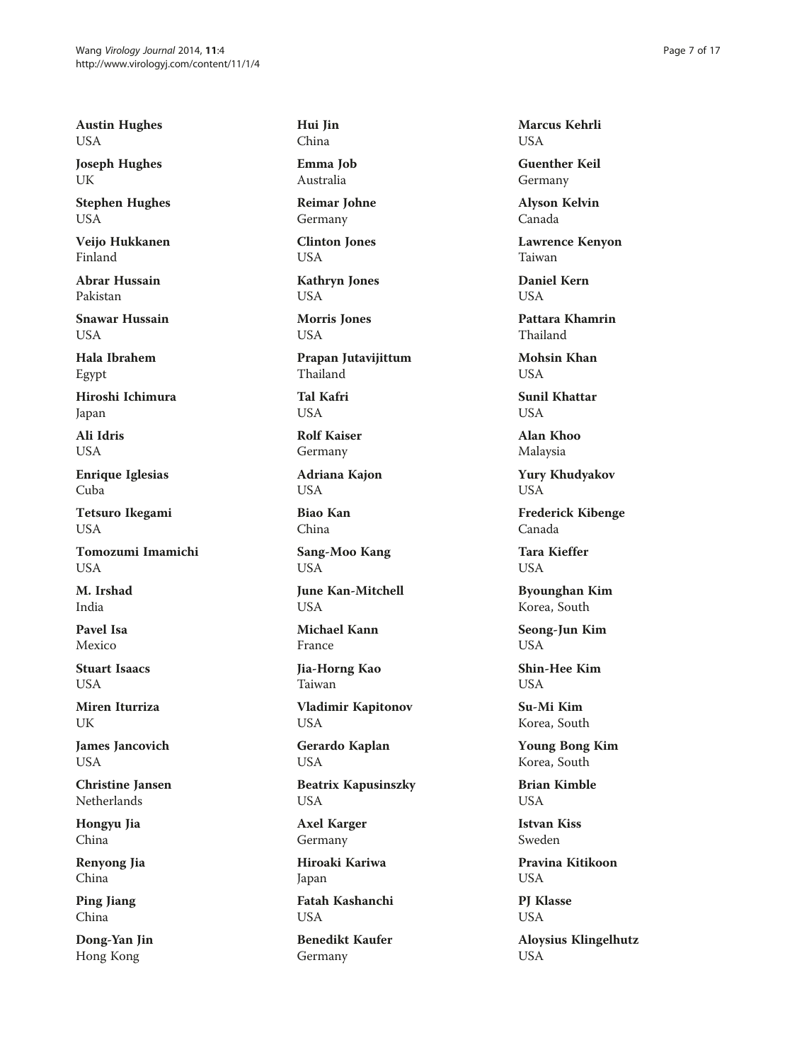**Austin Hughes**
USA

**Joseph Hughes**
UK

**Stephen Hughes**
USA

**Veijo Hukkanen**
Finland

**Abrar Hussain**
Pakistan

**Snawar Hussain**
USA

**Hala Ibrahem**
Egypt

**Hiroshi Ichimura**
Japan

**Ali Idris**
USA

**Enrique Iglesias**
Cuba

**Tetsuro Ikegami**
USA

**Tomozumi Imamichi**
USA

**M. Irshad**
India

**Pavel Isa**
Mexico

**Stuart Isaacs**
USA

**Miren Iturriza**
UK

**James Jancovich**
USA

**Christine Jansen**
Netherlands

**Hongyu Jia**
China

**Renyong Jia**
China

**Ping Jiang**
China

**Dong-Yan Jin**
Hong Kong

**Hui Jin**
China

**Emma Job**
Australia

**Reimar Johne**
Germany

**Clinton Jones**
USA

**Kathryn Jones**
USA

**Morris Jones**
USA

**Prapan Jutavijittum**
Thailand

**Tal Kafri**
USA

**Rolf Kaiser**
Germany

**Adriana Kajon**
USA

**Biao Kan**
China

**Sang-Moo Kang**
USA

**June Kan-Mitchell**
USA

**Michael Kann**
France

**Jia-Horng Kao**
Taiwan

**Vladimir Kapitonov**
USA

**Gerardo Kaplan**
USA

**Beatrix Kapusinszky**
USA

**Axel Karger**
Germany

**Hiroaki Kariwa**
Japan

**Fatah Kashanchi**
USA

**Benedikt Kaufer**
Germany

**Marcus Kehrli**
USA

**Guenther Keil**
Germany

**Alyson Kelvin**
Canada

**Lawrence Kenyon**
Taiwan

**Daniel Kern**
USA

**Pattara Khamrin**
Thailand

**Mohsin Khan**
USA

**Sunil Khattar**
USA

**Alan Khoo**
Malaysia

**Yury Khudyakov**
USA

**Frederick Kibenge**
Canada

**Tara Kieffer**
USA

**Byounghan Kim**
Korea, South

**Seong-Jun Kim**
USA

**Shin-Hee Kim**
USA

**Su-Mi Kim**
Korea, South

**Young Bong Kim**
Korea, South

**Brian Kimble**
USA

**Istvan Kiss**
Sweden

**Pravina Kitikoon**
USA

**PJ Klasse**
USA

**Aloysius Klingelhutz**
USA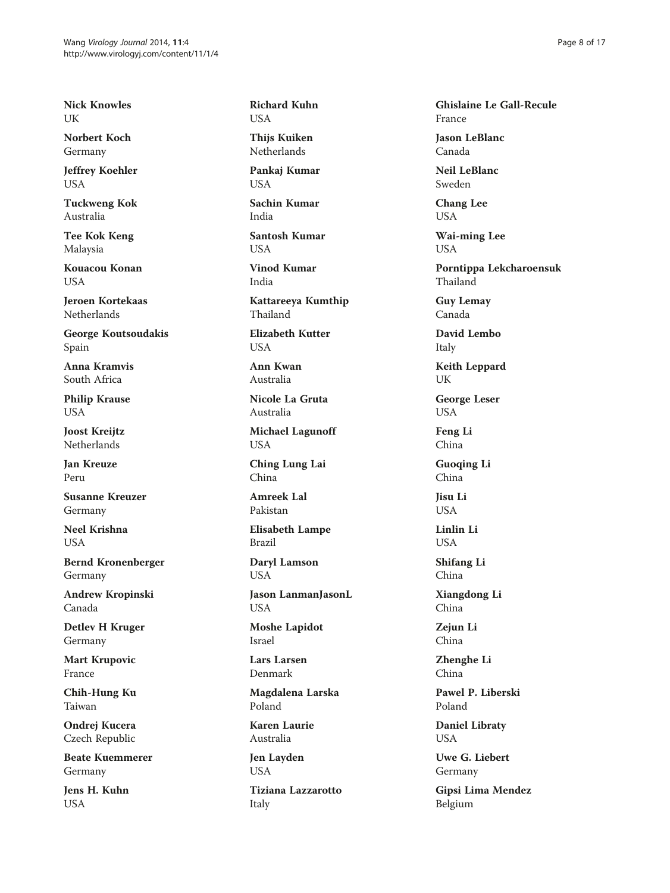**Nick Knowles**
UK

**Norbert Koch**
Germany

**Jeffrey Koehler**
USA

**Tuckweng Kok**
Australia

**Tee Kok Keng**
Malaysia

**Kouacou Konan**
USA

**Jeroen Kortekaas**
Netherlands

**George Koutsoudakis**
Spain

**Anna Kramvis**
South Africa

**Philip Krause**
USA

**Joost Kreijtz**
Netherlands

**Jan Kreuze**
Peru

**Susanne Kreuzer**
Germany

**Neel Krishna**
USA

**Bernd Kronenberger**
Germany

**Andrew Kropinski**
Canada

**Detlev H Kruger**
Germany

**Mart Krupovic**
France

**Chih-Hung Ku**
Taiwan

**Ondrej Kucera**
Czech Republic

**Beate Kuemmerer**
Germany

**Jens H. Kuhn**
USA

**Richard Kuhn**
USA

**Thijs Kuiken**
Netherlands

**Pankaj Kumar**
USA

**Sachin Kumar**
India

**Santosh Kumar**
USA

**Vinod Kumar**
India

**Kattareeya Kumthip**
Thailand

**Elizabeth Kutter**
USA

**Ann Kwan**
Australia

**Nicole La Gruta**
Australia

**Michael Lagunoff**
USA

**Ching Lung Lai**
China

**Amreek Lal**
Pakistan

**Elisabeth Lampe**
Brazil

**Daryl Lamson**
USA

**Jason LanmanJasonL**
USA

**Moshe Lapidot**
Israel

**Lars Larsen**
Denmark

**Magdalena Larska**
Poland

**Karen Laurie**
Australia

**Jen Layden**
USA

**Tiziana Lazzarotto**
Italy

**Ghislaine Le Gall-Recule**
France

**Jason LeBlanc**
Canada

**Neil LeBlanc**
Sweden

**Chang Lee**
USA

**Wai-ming Lee**
USA

**Porntippa Lekcharoensuk**
Thailand

**Guy Lemay**
Canada

**David Lembo**
Italy

**Keith Leppard**
UK

**George Leser**
USA

**Feng Li**
China

**Guoqing Li**
China

**Jisu Li**
USA

**Linlin Li**
USA

**Shifang Li**
China

**Xiangdong Li**
China

**Zejun Li**
China

**Zhenghe Li**
China

**Pawel P. Liberski**
Poland

**Daniel Libraty**
USA

**Uwe G. Liebert**
Germany

**Gipsi Lima Mendez**
Belgium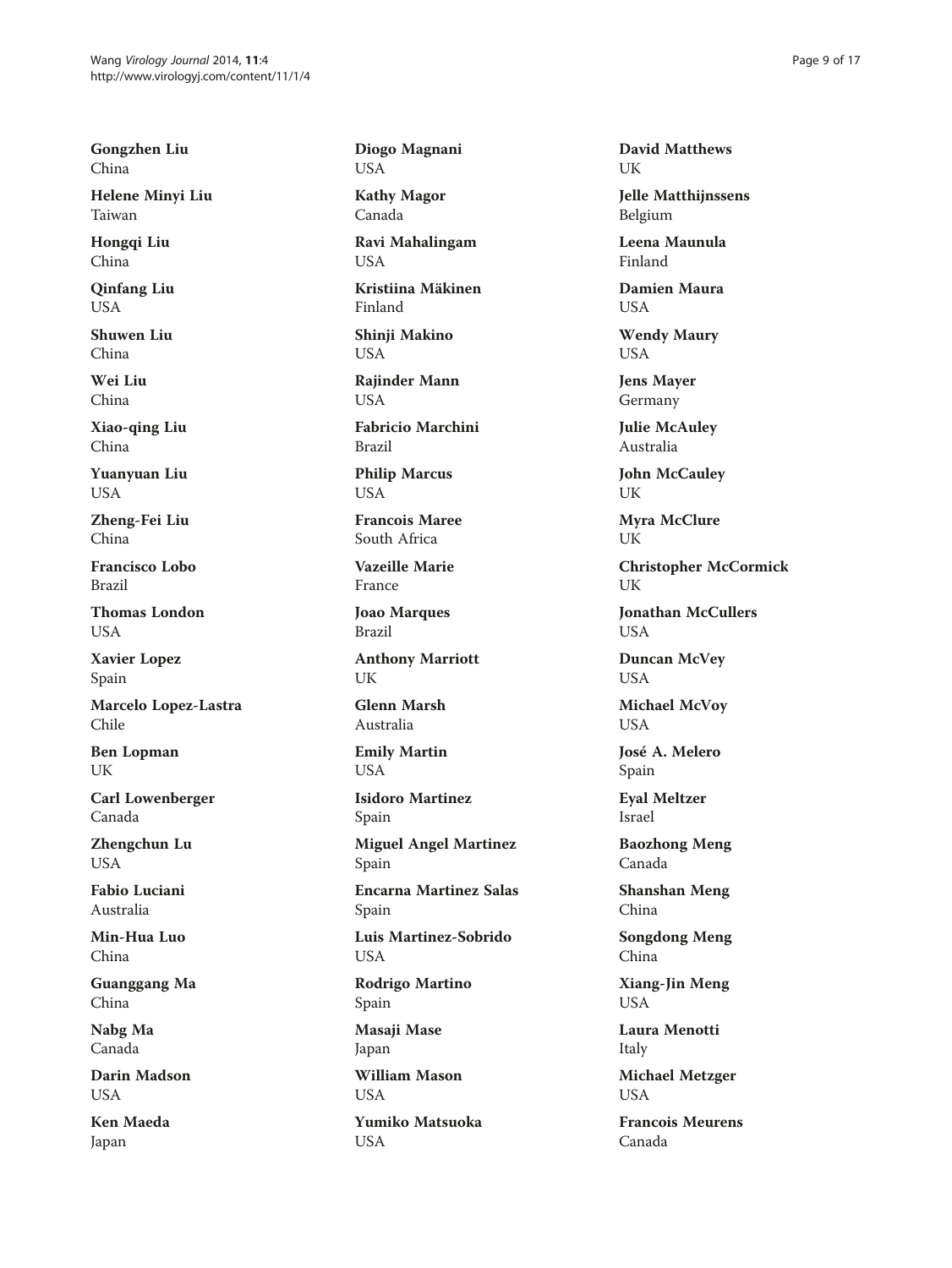**Gongzhen Liu**
China

**Helene Minyi Liu**
Taiwan

**Hongqi Liu**
China

**Qinfang Liu**
USA

**Shuwen Liu**
China

**Wei Liu**
China

**Xiao-qing Liu**
China

**Yuanyuan Liu**
USA

**Zheng-Fei Liu**
China

**Francisco Lobo**
Brazil

**Thomas London**
USA

**Xavier Lopez**
Spain

**Marcelo Lopez-Lastra**
Chile

**Ben Lopman**
UK

**Carl Lowenberger**
Canada

**Zhengchun Lu**
USA

**Fabio Luciani**
Australia

**Min-Hua Luo**
China

**Guanggang Ma**
China

**Nabg Ma**
Canada

**Darin Madson**
USA

**Ken Maeda**
Japan

**Diogo Magnani**
USA

**Kathy Magor**
Canada

**Ravi Mahalingam**
USA

**Kristiina Mäkinen**
Finland

**Shinji Makino**
USA

**Rajinder Mann**
USA

**Fabricio Marchini**
Brazil

**Philip Marcus**
USA

**Francois Maree**
South Africa

**Vazeille Marie**
France

**Joao Marques**
Brazil

**Anthony Marriott**
UK

**Glenn Marsh**
Australia

**Emily Martin**
USA

**Isidoro Martinez**
Spain

**Miguel Angel Martinez**
Spain

**Encarna Martinez Salas**
Spain

**Luis Martinez-Sobrido**
USA

**Rodrigo Martino**
Spain

**Masaji Mase**
Japan

**William Mason**
USA

**Yumiko Matsuoka**
USA

**David Matthews**
UK

**Jelle Matthijnssens**
Belgium

**Leena Maunula**
Finland

**Damien Maura**
USA

**Wendy Maury**
USA

**Jens Mayer**
Germany

**Julie McAuley**
Australia

**John McCauley**
UK

**Myra McClure**
UK

**Christopher McCormick**
UK

**Jonathan McCullers**
USA

**Duncan McVey**
USA

**Michael McVoy**
USA

**José A. Melero**
Spain

**Eyal Meltzer**
Israel

**Baozhong Meng**
Canada

**Shanshan Meng**
China

**Songdong Meng**
China

**Xiang-Jin Meng**
USA

**Laura Menotti**
Italy

**Michael Metzger**
USA

**Francois Meurens**
Canada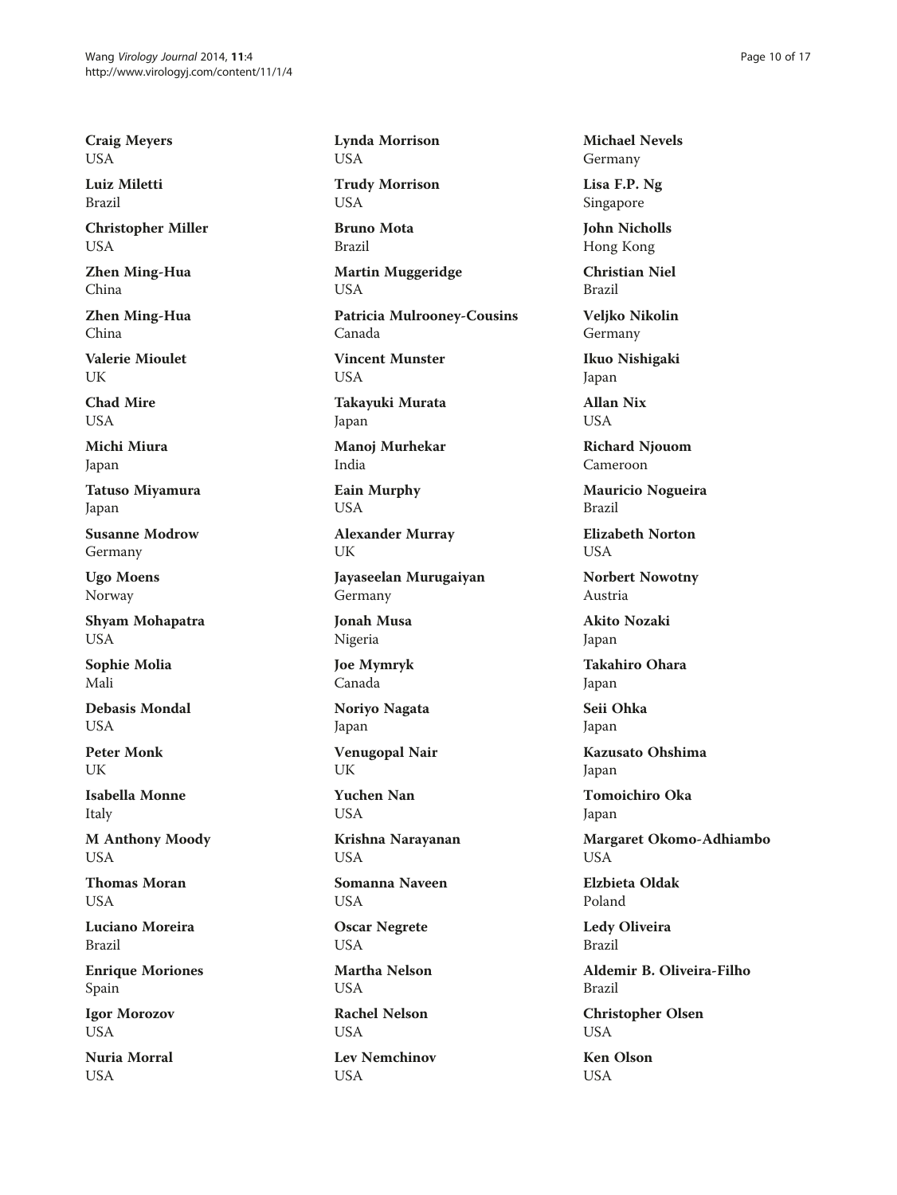**Craig Meyers**
USA

**Luiz Miletti**
Brazil

**Christopher Miller**
USA

**Zhen Ming-Hua**
China

**Zhen Ming-Hua**
China

**Valerie Mioulet**
UK

**Chad Mire**
USA

**Michi Miura**
Japan

**Tatuso Miyamura**
Japan

**Susanne Modrow**
Germany

**Ugo Moens**
Norway

**Shyam Mohapatra**
USA

**Sophie Molia**
Mali

**Debasis Mondal**
USA

**Peter Monk**
UK

**Isabella Monne**
Italy

**M Anthony Moody**
USA

**Thomas Moran**
USA

**Luciano Moreira**
Brazil

**Enrique Moriones**
Spain

**Igor Morozov**
USA

**Nuria Morral**
USA

**Lynda Morrison**
USA

**Trudy Morrison**
USA

**Bruno Mota**
Brazil

**Martin Muggeridge**
USA

**Patricia Mulrooney-Cousins**
Canada

**Vincent Munster**
USA

**Takayuki Murata**
Japan

**Manoj Murhekar**
India

**Eain Murphy**
USA

**Alexander Murray**
UK

**Jayaseelan Murugaiyan**
Germany

**Jonah Musa**
Nigeria

**Joe Mymryk**
Canada

**Noriyo Nagata**
Japan

**Venugopal Nair**
UK

**Yuchen Nan**
USA

**Krishna Narayanan**
USA

**Somanna Naveen**
USA

**Oscar Negrete**
USA

**Martha Nelson**
USA

**Rachel Nelson**
USA

**Lev Nemchinov**
USA

**Michael Nevels**
Germany

**Lisa F.P. Ng**
Singapore

**John Nicholls**
Hong Kong

**Christian Niel**
Brazil

**Veljko Nikolin**
Germany

**Ikuo Nishigaki**
Japan

**Allan Nix**
USA

**Richard Njouom**
Cameroon

**Mauricio Nogueira**
Brazil

**Elizabeth Norton**
USA

**Norbert Nowotny**
Austria

**Akito Nozaki**
Japan

**Takahiro Ohara**
Japan

**Seii Ohka**
Japan

**Kazusato Ohshima**
Japan

**Tomoichiro Oka**
Japan

**Margaret Okomo-Adhiambo**
USA

**Elzbieta Oldak**
Poland

**Ledy Oliveira**
Brazil

**Aldemir B. Oliveira-Filho**
Brazil

**Christopher Olsen**
USA

**Ken Olson**
USA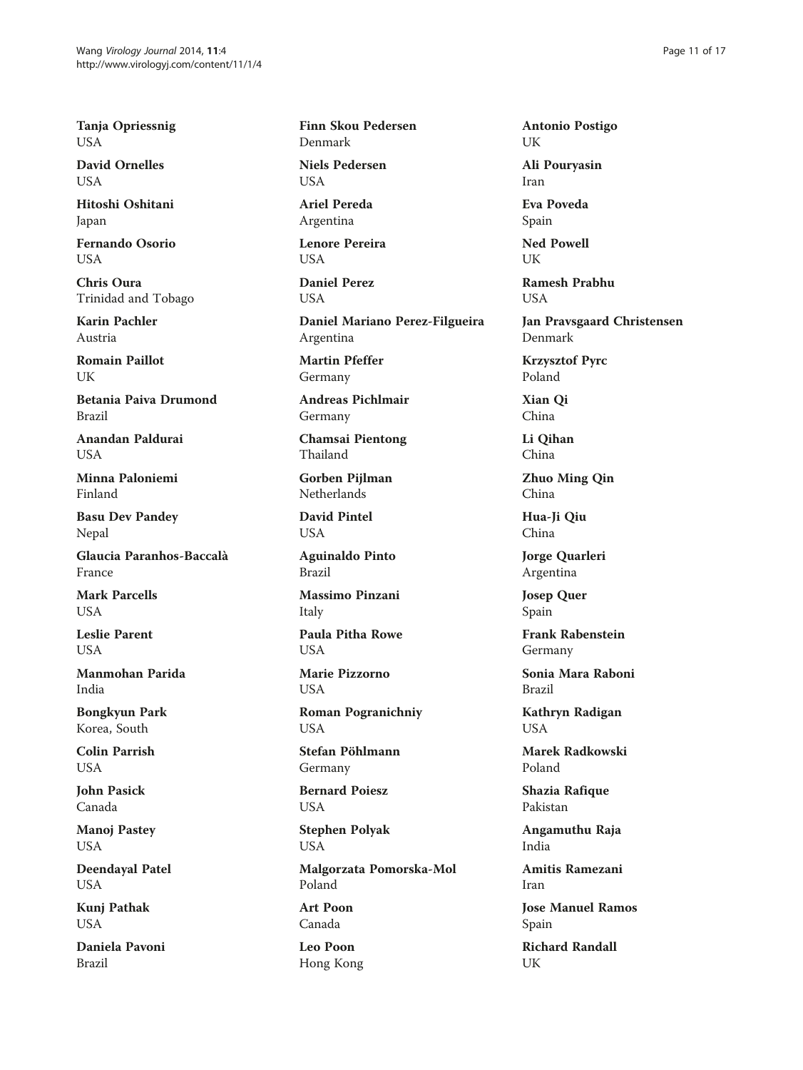**Tanja Opriessnig**
USA

**David Ornelles**
USA

**Hitoshi Oshitani**
Japan

**Fernando Osorio**
USA

**Chris Oura**
Trinidad and Tobago

**Karin Pachler**
Austria

**Romain Paillot**
UK

**Betania Paiva Drumond**
Brazil

**Anandan Paldurai**
USA

**Minna Paloniemi**
Finland

**Basu Dev Pandey**
Nepal

**Glaucia Paranhos-Baccalà**
France

**Mark Parcells**
USA

**Leslie Parent**
USA

**Manmohan Parida**
India

**Bongkyun Park**
Korea, South

**Colin Parrish**
USA

**John Pasick**
Canada

**Manoj Pastey**
USA

**Deendayal Patel**
USA

**Kunj Pathak**
USA

**Daniela Pavoni**
Brazil

**Finn Skou Pedersen**
Denmark

**Niels Pedersen**
USA

**Ariel Pereda**
Argentina

**Lenore Pereira**
USA

**Daniel Perez**
USA

**Daniel Mariano Perez-Filgueira**
Argentina

**Martin Pfeffer**
Germany

**Andreas Pichlmair**
Germany

**Chamsai Pientong**
Thailand

**Gorben Pijlman**
Netherlands

**David Pintel**
USA

**Aguinaldo Pinto**
Brazil

**Massimo Pinzani**
Italy

**Paula Pitha Rowe**
USA

**Marie Pizzorno**
USA

**Roman Pogranichniy**
USA

**Stefan Pöhlmann**
Germany

**Bernard Poiesz**
USA

**Stephen Polyak**
USA

**Malgorzata Pomorska-Mol**
Poland

**Art Poon**
Canada

**Leo Poon**
Hong Kong

**Antonio Postigo**
UK

**Ali Pouryasin**
Iran

**Eva Poveda**
Spain

**Ned Powell**
UK

**Ramesh Prabhu**
USA

**Jan Pravsgaard Christensen**
Denmark

**Krzysztof Pyrc**
Poland

**Xian Qi**
China

**Li Qihan**
China

**Zhuo Ming Qin**
China

**Hua-Ji Qiu**
China

**Jorge Quarleri**
Argentina

**Josep Quer**
Spain

**Frank Rabenstein**
Germany

**Sonia Mara Raboni**
Brazil

**Kathryn Radigan**
USA

**Marek Radkowski**
Poland

**Shazia Rafique**
Pakistan

**Angamuthu Raja**
India

**Amitis Ramezani**
Iran

**Jose Manuel Ramos**
Spain

**Richard Randall**
UK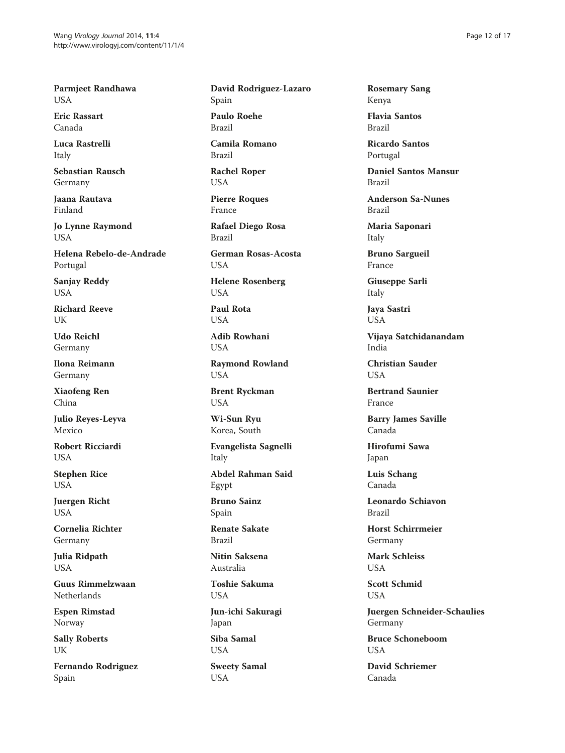**Parmjeet Randhawa**
USA

**Eric Rassart**
Canada

**Luca Rastrelli**
Italy

**Sebastian Rausch**
Germany

**Jaana Rautava**
Finland

**Jo Lynne Raymond**
USA

**Helena Rebelo-de-Andrade**
Portugal

**Sanjay Reddy**
USA

**Richard Reeve**
UK

**Udo Reichl**
Germany

**Ilona Reimann**
Germany

**Xiaofeng Ren**
China

**Julio Reyes-Leyva**
Mexico

**Robert Ricciardi**
USA

**Stephen Rice**
USA

**Juergen Richt**
USA

**Cornelia Richter**
Germany

**Julia Ridpath**
USA

**Guus Rimmelzwaan**
Netherlands

**Espen Rimstad**
Norway

**Sally Roberts**
UK

**Fernando Rodriguez**
Spain

**David Rodriguez-Lazaro**
Spain

**Paulo Roehe**
Brazil

**Camila Romano**
Brazil

**Rachel Roper**
USA

**Pierre Roques**
France

**Rafael Diego Rosa**
Brazil

**German Rosas-Acosta**
USA

**Helene Rosenberg**
USA

**Paul Rota**
USA

**Adib Rowhani**
USA

**Raymond Rowland**
USA

**Brent Ryckman**
USA

**Wi-Sun Ryu**
Korea, South

**Evangelista Sagnelli**
Italy

**Abdel Rahman Said**
Egypt

**Bruno Sainz**
Spain

**Renate Sakate**
Brazil

**Nitin Saksena**
Australia

**Toshie Sakuma**
USA

**Jun-ichi Sakuragi**
Japan

**Siba Samal**
USA

**Sweety Samal**
USA

**Rosemary Sang**
Kenya

**Flavia Santos**
Brazil

**Ricardo Santos**
Portugal

**Daniel Santos Mansur**
Brazil

**Anderson Sa-Nunes**
Brazil

**Maria Saponari**
Italy

**Bruno Sargueil**
France

**Giuseppe Sarli**
Italy

**Jaya Sastri**
USA

**Vijaya Satchidanandam**
India

**Christian Sauder**
USA

**Bertrand Saunier**
France

**Barry James Saville**
Canada

**Hirofumi Sawa**
Japan

**Luis Schang**
Canada

**Leonardo Schiavon**
Brazil

**Horst Schirrmeier**
Germany

**Mark Schleiss**
USA

**Scott Schmid**
USA

**Juergen Schneider-Schaulies**
Germany

**Bruce Schoneboom**
USA

**David Schriemer**
Canada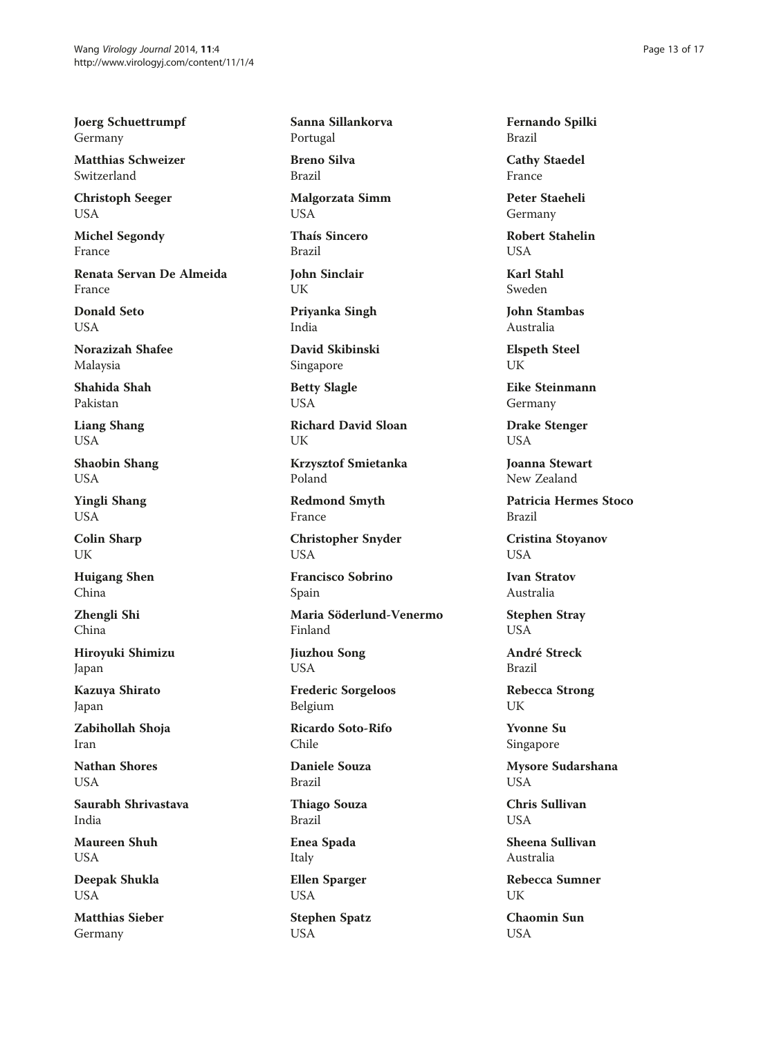**Joerg Schuettrumpf**
Germany

**Matthias Schweizer**
Switzerland

**Christoph Seeger**
USA

**Michel Segondy**
France

**Renata Servan De Almeida**
France

**Donald Seto**
USA

**Norazizah Shafee**
Malaysia

**Shahida Shah**
Pakistan

**Liang Shang**
USA

**Shaobin Shang**
USA

**Yingli Shang**
USA

**Colin Sharp**
UK

**Huigang Shen**
China

**Zhengli Shi**
China

**Hiroyuki Shimizu**
Japan

**Kazuya Shirato**
Japan

**Zabihollah Shoja**
Iran

**Nathan Shores**
USA

**Saurabh Shrivastava**
India

**Maureen Shuh**
USA

**Deepak Shukla**
USA

**Matthias Sieber**
Germany

**Sanna Sillankorva**
Portugal

**Breno Silva**
Brazil

**Malgorzata Simm**
USA

**Thaís Sincero**
Brazil

**John Sinclair**
UK

**Priyanka Singh**
India

**David Skibinski**
Singapore

**Betty Slagle**
USA

**Richard David Sloan**
UK

**Krzysztof Smietanka**
Poland

**Redmond Smyth**
France

**Christopher Snyder**
USA

**Francisco Sobrino**
Spain

**Maria Söderlund-Venermo**
Finland

**Jiuzhou Song**
USA

**Frederic Sorgeloos**
Belgium

**Ricardo Soto-Rifo**
Chile

**Daniele Souza**
Brazil

**Thiago Souza**
Brazil

**Enea Spada**
Italy

**Ellen Sparger**
USA

**Stephen Spatz**
USA

**Fernando Spilki**
Brazil

**Cathy Staedel**
France

**Peter Staeheli**
Germany

**Robert Stahelin**
USA

**Karl Stahl**
Sweden

**John Stambas**
Australia

**Elspeth Steel**
UK

**Eike Steinmann**
Germany

**Drake Stenger**
USA

**Joanna Stewart**
New Zealand

**Patricia Hermes Stoco**
Brazil

**Cristina Stoyanov**
USA

**Ivan Stratov**
Australia

**Stephen Stray**
USA

**André Streck**
Brazil

**Rebecca Strong**
UK

**Yvonne Su**
Singapore

**Mysore Sudarshana**
USA

**Chris Sullivan**
USA

**Sheena Sullivan**
Australia

**Rebecca Sumner**
UK

**Chaomin Sun**
USA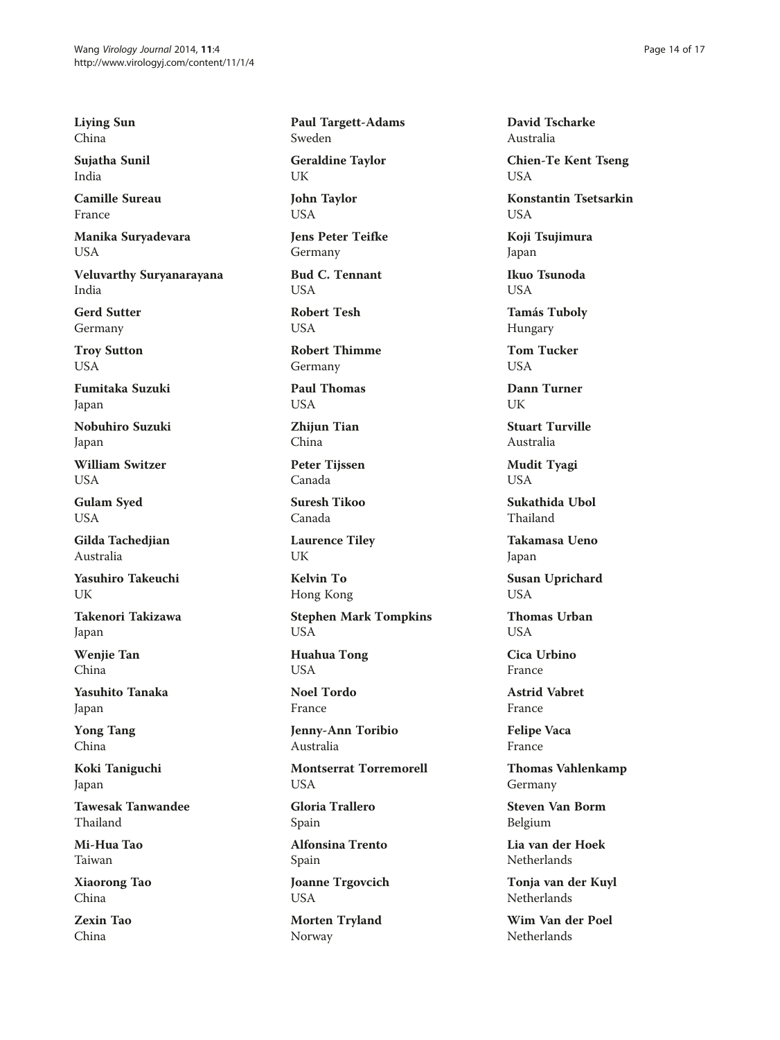**Liying Sun**
China

**Sujatha Sunil**
India

**Camille Sureau**
France

**Manika Suryadevara**
USA

**Veluvarthy Suryanarayana**
India

**Gerd Sutter**
Germany

**Troy Sutton**
USA

**Fumitaka Suzuki**
Japan

**Nobuhiro Suzuki**
Japan

**William Switzer**
USA

**Gulam Syed**
USA

**Gilda Tachedjian**
Australia

**Yasuhiro Takeuchi**
UK

**Takenori Takizawa**
Japan

**Wenjie Tan**
China

**Yasuhito Tanaka**
Japan

**Yong Tang**
China

**Koki Taniguchi**
Japan

**Tawesak Tanwandee**
Thailand

**Mi-Hua Tao**
Taiwan

**Xiaorong Tao**
China

**Zexin Tao**
China

**Paul Targett-Adams**
Sweden

**Geraldine Taylor**
UK

**John Taylor**
USA

**Jens Peter Teifke**
Germany

**Bud C. Tennant**
USA

**Robert Tesh**
USA

**Robert Thimme**
Germany

**Paul Thomas**
USA

**Zhijun Tian**
China

**Peter Tijssen**
Canada

**Suresh Tikoo**
Canada

**Laurence Tiley**
UK

**Kelvin To**
Hong Kong

**Stephen Mark Tompkins**
USA

**Huahua Tong**
USA

**Noel Tordo**
France

**Jenny-Ann Toribio**
Australia

**Montserrat Torremorell**
USA

**Gloria Trallero**
Spain

**Alfonsina Trento**
Spain

**Joanne Trgovcich**
USA

**Morten Tryland**
Norway

**David Tscharke**
Australia

**Chien-Te Kent Tseng**
USA

**Konstantin Tsetsarkin**
USA

**Koji Tsujimura**
Japan

**Ikuo Tsunoda**
USA

**Tamás Tuboly**
Hungary

**Tom Tucker**
USA

**Dann Turner**
UK

**Stuart Turville**
Australia

**Mudit Tyagi**
USA

**Sukathida Ubol**
Thailand

**Takamasa Ueno**
Japan

**Susan Uprichard**
USA

**Thomas Urban**
USA

**Cica Urbino**
France

**Astrid Vabret**
France

**Felipe Vaca**
France

**Thomas Vahlenkamp**
Germany

**Steven Van Borm**
Belgium

**Lia van der Hoek**
Netherlands

**Tonja van der Kuyl**
Netherlands

**Wim Van der Poel**
Netherlands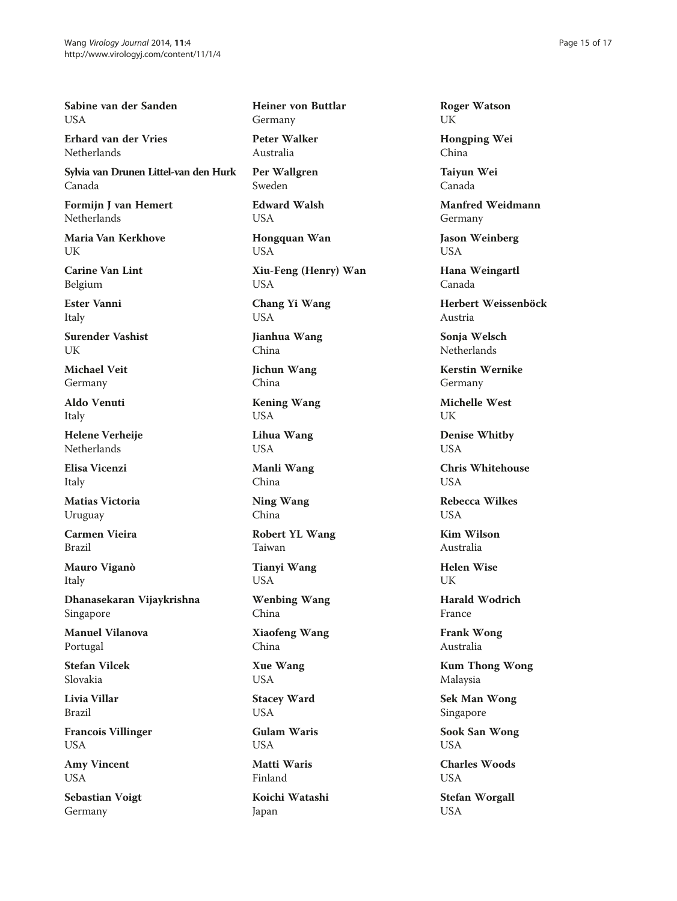**Sabine van der Sanden**
USA

**Erhard van der Vries**
Netherlands

**Sylvia van Drunen Littel-van den Hurk**
Canada

**Formijn J van Hemert**
Netherlands

**Maria Van Kerkhove**
UK

**Carine Van Lint**
Belgium

**Ester Vanni**
Italy

**Surender Vashist**
UK

**Michael Veit**
Germany

**Aldo Venuti**
Italy

**Helene Verheije**
Netherlands

**Elisa Vicenzi**
Italy

**Matias Victoria**
Uruguay

**Carmen Vieira**
Brazil

**Mauro Viganò**
Italy

**Dhanasekaran Vijaykrishna**
Singapore

**Manuel Vilanova**
Portugal

**Stefan Vilcek**
Slovakia

**Livia Villar**
Brazil

**Francois Villinger**
USA

**Amy Vincent**
USA

**Sebastian Voigt**
Germany

**Heiner von Buttlar**
Germany

**Peter Walker**
Australia

**Per Wallgren**
Sweden

**Edward Walsh**
USA

**Hongquan Wan**
USA

**Xiu-Feng (Henry) Wan**
USA

**Chang Yi Wang**
USA

**Jianhua Wang**
China

**Jichun Wang**
China

**Kening Wang**
USA

**Lihua Wang**
USA

**Manli Wang**
China

**Ning Wang**
China

**Robert YL Wang**
Taiwan

**Tianyi Wang**
USA

**Wenbing Wang**
China

**Xiaofeng Wang**
China

**Xue Wang**
USA

**Stacey Ward**
USA

**Gulam Waris**
USA

**Matti Waris**
Finland

**Koichi Watashi**
Japan

**Roger Watson**
UK

**Hongping Wei**
China

**Taiyun Wei**
Canada

**Manfred Weidmann**
Germany

**Jason Weinberg**
USA

**Hana Weingartl**
Canada

**Herbert Weissenböck**
Austria

**Sonja Welsch**
Netherlands

**Kerstin Wernike**
Germany

**Michelle West**
UK

**Denise Whitby**
USA

**Chris Whitehouse**
USA

**Rebecca Wilkes**
USA

**Kim Wilson**
Australia

**Helen Wise**
UK

**Harald Wodrich**
France

**Frank Wong**
Australia

**Kum Thong Wong**
Malaysia

**Sek Man Wong**
Singapore

**Sook San Wong**
USA

**Charles Woods**
USA

**Stefan Worgall**
USA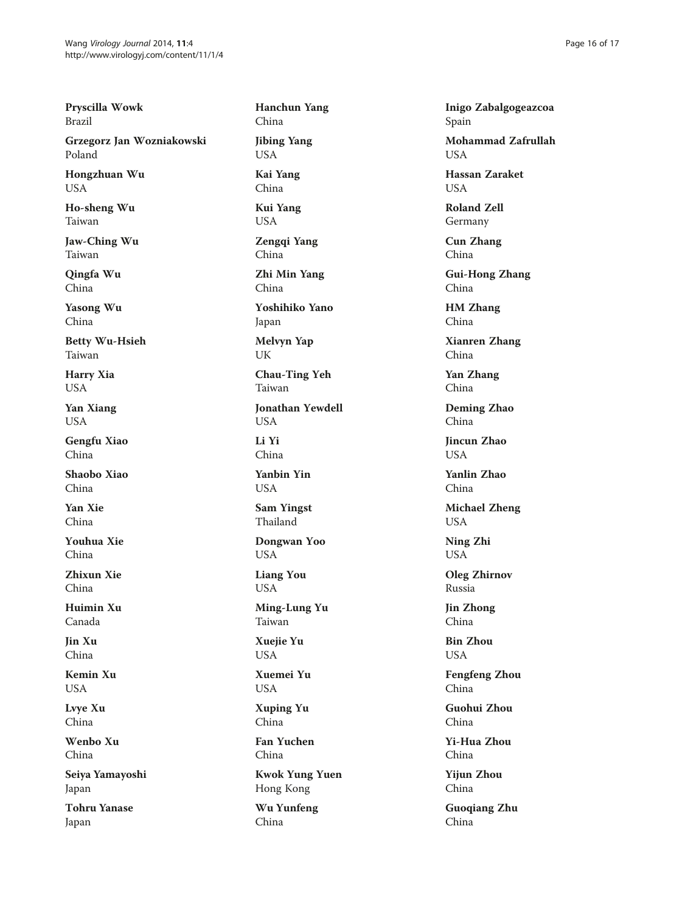**Pryscilla Wowk**
Brazil

**Grzegorz Jan Wozniakowski**
Poland

**Hongzhuan Wu**
USA

**Ho-sheng Wu**
Taiwan

**Jaw-Ching Wu**
Taiwan

**Qingfa Wu**
China

**Yasong Wu**
China

**Betty Wu-Hsieh**
Taiwan

**Harry Xia**
USA

**Yan Xiang**
USA

**Gengfu Xiao**
China

**Shaobo Xiao**
China

**Yan Xie**
China

**Youhua Xie**
China

**Zhixun Xie**
China

**Huimin Xu**
Canada

**Jin Xu**
China

**Kemin Xu**
USA

**Lvye Xu**
China

**Wenbo Xu**
China

**Seiya Yamayoshi**
Japan

**Tohru Yanase**
Japan

**Hanchun Yang**
China

**Jibing Yang**
USA

**Kai Yang**
China

**Kui Yang**
USA

**Zengqi Yang**
China

**Zhi Min Yang**
China

**Yoshihiko Yano**
Japan

**Melvyn Yap**
UK

**Chau-Ting Yeh**
Taiwan

**Jonathan Yewdell**
USA

**Li Yi**
China

**Yanbin Yin**
USA

**Sam Yingst**
Thailand

**Dongwan Yoo**
USA

**Liang You**
USA

**Ming-Lung Yu**
Taiwan

**Xuejie Yu**
USA

**Xuemei Yu**
USA

**Xuping Yu**
China

**Fan Yuchen**
China

**Kwok Yung Yuen**
Hong Kong

**Wu Yunfeng**
China

**Inigo Zabalgogeazcoa**
Spain

**Mohammad Zafrullah**
USA

**Hassan Zaraket**
USA

**Roland Zell**
Germany

**Cun Zhang**
China

**Gui-Hong Zhang**
China

**HM Zhang**
China

**Xianren Zhang**
China

**Yan Zhang**
China

**Deming Zhao**
China

**Jincun Zhao**
USA

**Yanlin Zhao**
China

**Michael Zheng**
USA

**Ning Zhi**
USA

**Oleg Zhirnov**
Russia

**Jin Zhong**
China

**Bin Zhou**
USA

**Fengfeng Zhou**
China

**Guohui Zhou**
China

**Yi-Hua Zhou**
China

**Yijun Zhou**
China

**Guoqiang Zhu**
China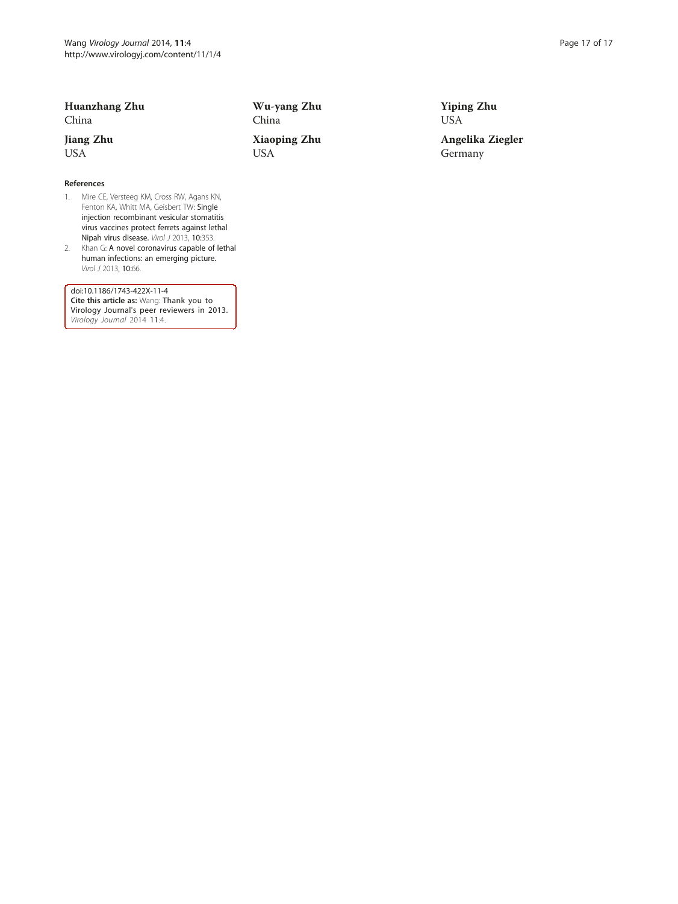**Huanzhang Zhu**
China

**Jiang Zhu**
USA

**Wu-yang Zhu**
China

**Xiaoping Zhu**
USA

**Yiping Zhu**
USA

**Angelika Ziegler**
Germany

#### References

1. Mire CE, Versteeg KM, Cross RW, Agans KN, Fenton KA, Whitt MA, Geisbert TW: **Single injection recombinant vesicular stomatitis virus vaccines protect ferrets against lethal Nipah virus disease.** *Virol J* 2013, **10**:353.
2. Khan G: **A novel coronavirus capable of lethal human infections: an emerging picture.** *Virol J* 2013, **10**:66.

doi:10.1186/1743-422X-11-4
**Cite this article as:** Wang: Thank you to Virology Journal's peer reviewers in 2013. *Virology Journal* 2014 **11**:4.